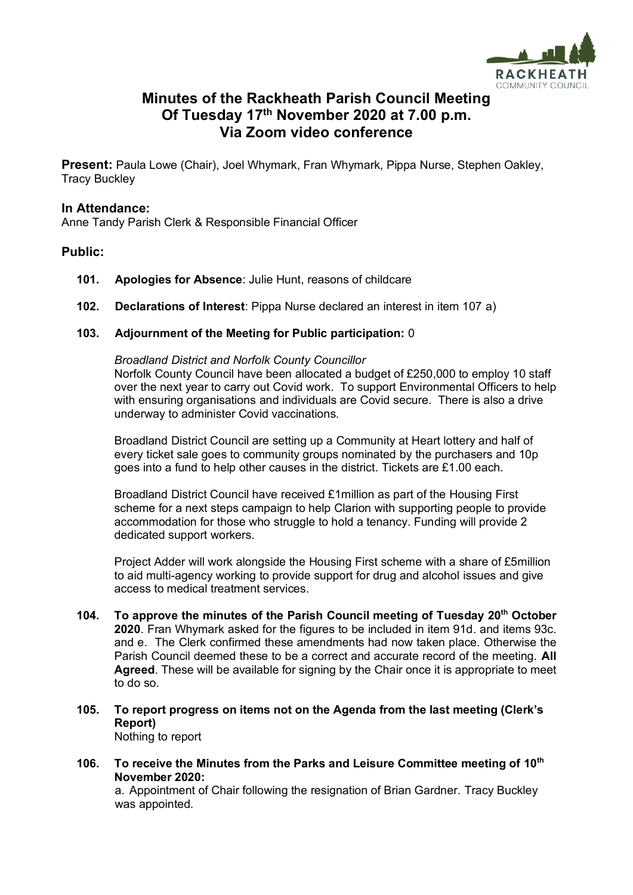# Minutes of the Rackheath Parish Council Meeting Of Tuesday 17th November 2020 at 7.00 p.m. Via Zoom video conference

**Present:** Paula Lowe (Chair), Joel Whymark, Fran Whymark, Pippa Nurse, Stephen Oakley, Tracy Buckley

## In Attendance:

Anne Tandy Parish Clerk & Responsible Financial Officer

## Public:

**101. Apologies for Absence**: Julie Hunt, reasons of childcare

**102. Declarations of Interest**: Pippa Nurse declared an interest in item 107 a)

**103. Adjournment of the Meeting for Public participation:** 0

*Broadland District and Norfolk County Councillor*

Norfolk County Council have been allocated a budget of £250,000 to employ 10 staff over the next year to carry out Covid work. To support Environmental Officers to help with ensuring organisations and individuals are Covid secure. There is also a drive underway to administer Covid vaccinations.

Broadland District Council are setting up a Community at Heart lottery and half of every ticket sale goes to community groups nominated by the purchasers and 10p goes into a fund to help other causes in the district. Tickets are £1.00 each.

Broadland District Council have received £1million as part of the Housing First scheme for a next steps campaign to help Clarion with supporting people to provide accommodation for those who struggle to hold a tenancy. Funding will provide 2 dedicated support workers.

Project Adder will work alongside the Housing First scheme with a share of £5million to aid multi-agency working to provide support for drug and alcohol issues and give access to medical treatment services.

**104. To approve the minutes of the Parish Council meeting of Tuesday 20th October 2020**. Fran Whymark asked for the figures to be included in item 91d. and items 93c. and e. The Clerk confirmed these amendments had now taken place. Otherwise the Parish Council deemed these to be a correct and accurate record of the meeting. **All Agreed**. These will be available for signing by the Chair once it is appropriate to meet to do so.

**105. To report progress on items not on the Agenda from the last meeting (Clerk's Report)**

Nothing to report

**106. To receive the Minutes from the Parks and Leisure Committee meeting of 10th November 2020:**

a. Appointment of Chair following the resignation of Brian Gardner. Tracy Buckley was appointed.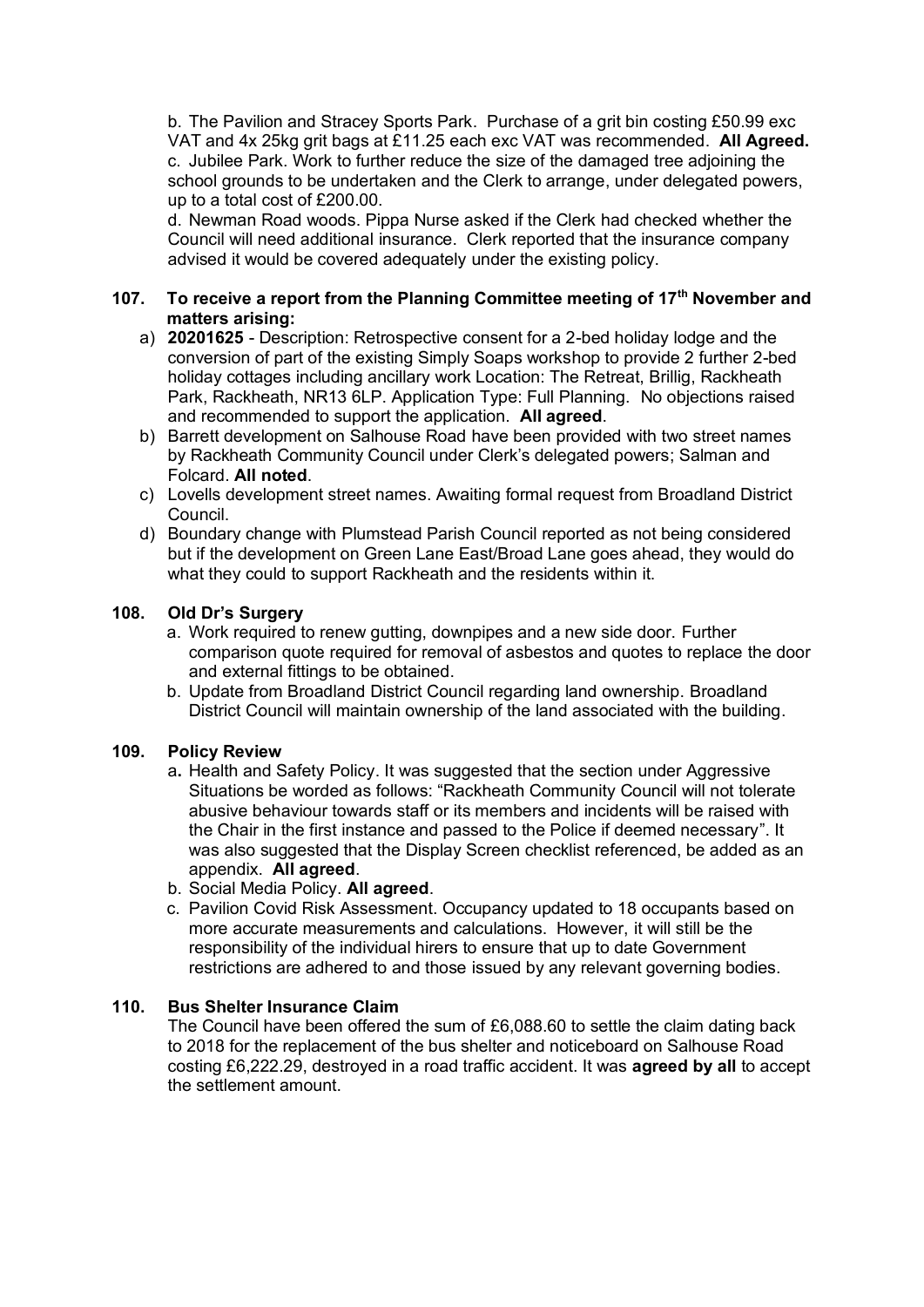b. The Pavilion and Stracey Sports Park. Purchase of a grit bin costing £50.99 exc VAT and 4x 25kg grit bags at £11.25 each exc VAT was recommended. **All Agreed.**
c. Jubilee Park. Work to further reduce the size of the damaged tree adjoining the school grounds to be undertaken and the Clerk to arrange, under delegated powers, up to a total cost of £200.00.
d. Newman Road woods. Pippa Nurse asked if the Clerk had checked whether the Council will need additional insurance. Clerk reported that the insurance company advised it would be covered adequately under the existing policy.

**107. To receive a report from the Planning Committee meeting of 17th November and matters arising:**

a) **20201625** - Description: Retrospective consent for a 2-bed holiday lodge and the conversion of part of the existing Simply Soaps workshop to provide 2 further 2-bed holiday cottages including ancillary work Location: The Retreat, Brillig, Rackheath Park, Rackheath, NR13 6LP. Application Type: Full Planning. No objections raised and recommended to support the application. **All agreed**.
b) Barrett development on Salhouse Road have been provided with two street names by Rackheath Community Council under Clerk's delegated powers; Salman and Folcard. **All noted**.
c) Lovells development street names. Awaiting formal request from Broadland District Council.
d) Boundary change with Plumstead Parish Council reported as not being considered but if the development on Green Lane East/Broad Lane goes ahead, they would do what they could to support Rackheath and the residents within it.

**108. Old Dr's Surgery**

a. Work required to renew gutting, downpipes and a new side door. Further comparison quote required for removal of asbestos and quotes to replace the door and external fittings to be obtained.
b. Update from Broadland District Council regarding land ownership. Broadland District Council will maintain ownership of the land associated with the building.

**109. Policy Review**

a. Health and Safety Policy. It was suggested that the section under Aggressive Situations be worded as follows: "Rackheath Community Council will not tolerate abusive behaviour towards staff or its members and incidents will be raised with the Chair in the first instance and passed to the Police if deemed necessary". It was also suggested that the Display Screen checklist referenced, be added as an appendix. **All agreed**.
b. Social Media Policy. **All agreed**.
c. Pavilion Covid Risk Assessment. Occupancy updated to 18 occupants based on more accurate measurements and calculations. However, it will still be the responsibility of the individual hirers to ensure that up to date Government restrictions are adhered to and those issued by any relevant governing bodies.

**110. Bus Shelter Insurance Claim**

The Council have been offered the sum of £6,088.60 to settle the claim dating back to 2018 for the replacement of the bus shelter and noticeboard on Salhouse Road costing £6,222.29, destroyed in a road traffic accident. It was **agreed by all** to accept the settlement amount.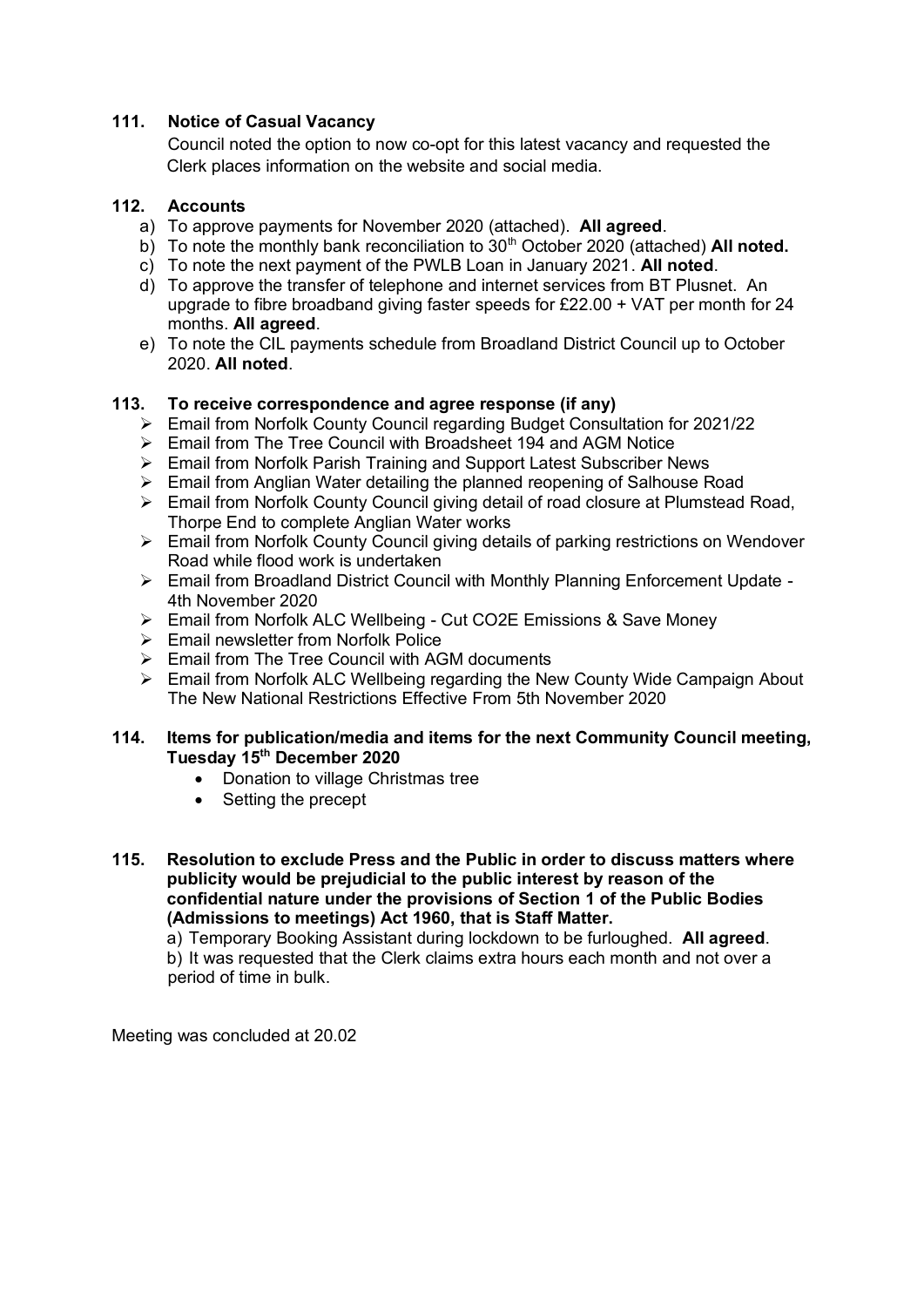## 111. Notice of Casual Vacancy

Council noted the option to now co-opt for this latest vacancy and requested the Clerk places information on the website and social media.

## 112. Accounts

a) To approve payments for November 2020 (attached). **All agreed**.
b) To note the monthly bank reconciliation to 30th October 2020 (attached) **All noted.**
c) To note the next payment of the PWLB Loan in January 2021. **All noted**.
d) To approve the transfer of telephone and internet services from BT Plusnet. An upgrade to fibre broadband giving faster speeds for £22.00 + VAT per month for 24 months. **All agreed**.
e) To note the CIL payments schedule from Broadland District Council up to October 2020. **All noted**.

## 113. To receive correspondence and agree response (if any)

- Email from Norfolk County Council regarding Budget Consultation for 2021/22
- Email from The Tree Council with Broadsheet 194 and AGM Notice
- Email from Norfolk Parish Training and Support Latest Subscriber News
- Email from Anglian Water detailing the planned reopening of Salhouse Road
- Email from Norfolk County Council giving detail of road closure at Plumstead Road, Thorpe End to complete Anglian Water works
- Email from Norfolk County Council giving details of parking restrictions on Wendover Road while flood work is undertaken
- Email from Broadland District Council with Monthly Planning Enforcement Update - 4th November 2020
- Email from Norfolk ALC Wellbeing - Cut CO2E Emissions & Save Money
- Email newsletter from Norfolk Police
- Email from The Tree Council with AGM documents
- Email from Norfolk ALC Wellbeing regarding the New County Wide Campaign About The New National Restrictions Effective From 5th November 2020

## 114. Items for publication/media and items for the next Community Council meeting, Tuesday 15th December 2020

- Donation to village Christmas tree
- Setting the precept

## 115. Resolution to exclude Press and the Public in order to discuss matters where publicity would be prejudicial to the public interest by reason of the confidential nature under the provisions of Section 1 of the Public Bodies (Admissions to meetings) Act 1960, that is Staff Matter.

a) Temporary Booking Assistant during lockdown to be furloughed. **All agreed**.
b) It was requested that the Clerk claims extra hours each month and not over a period of time in bulk.

Meeting was concluded at 20.02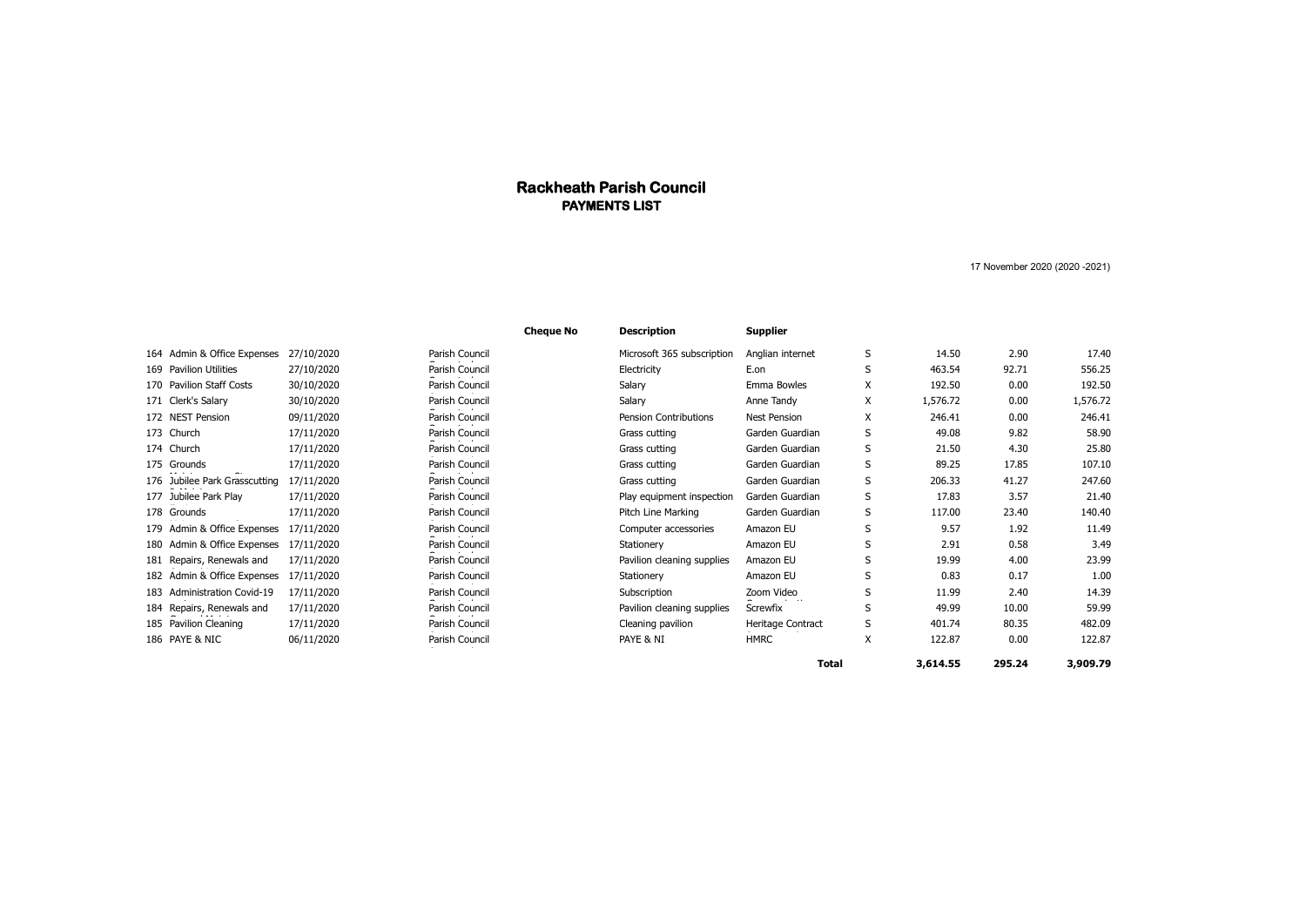# Rackheath Parish Council

## PAYMENTS LIST

17 November 2020 (2020 -2021)

| | | | | Cheque No | Description | Supplier | | | | |
|---|---|---|---|---|---|---|---|---|---|---|
| 164 | Admin & Office Expenses | 27/10/2020 | Parish Council | | Microsoft 365 subscription | Anglian internet | S | 14.50 | 2.90 | 17.40 |
| 169 | Pavilion Utilities | 27/10/2020 | Parish Council | | Electricity | E.on | S | 463.54 | 92.71 | 556.25 |
| 170 | Pavilion Staff Costs | 30/10/2020 | Parish Council | | Salary | Emma Bowles | X | 192.50 | 0.00 | 192.50 |
| 171 | Clerk's Salary | 30/10/2020 | Parish Council | | Salary | Anne Tandy | X | 1,576.72 | 0.00 | 1,576.72 |
| 172 | NEST Pension | 09/11/2020 | Parish Council | | Pension Contributions | Nest Pension | X | 246.41 | 0.00 | 246.41 |
| 173 | Church | 17/11/2020 | Parish Council | | Grass cutting | Garden Guardian | S | 49.08 | 9.82 | 58.90 |
| 174 | Church | 17/11/2020 | Parish Council | | Grass cutting | Garden Guardian | S | 21.50 | 4.30 | 25.80 |
| 175 | Grounds | 17/11/2020 | Parish Council | | Grass cutting | Garden Guardian | S | 89.25 | 17.85 | 107.10 |
| 176 | Jubilee Park Grasscutting | 17/11/2020 | Parish Council | | Grass cutting | Garden Guardian | S | 206.33 | 41.27 | 247.60 |
| 177 | Jubilee Park Play | 17/11/2020 | Parish Council | | Play equipment inspection | Garden Guardian | S | 17.83 | 3.57 | 21.40 |
| 178 | Grounds | 17/11/2020 | Parish Council | | Pitch Line Marking | Garden Guardian | S | 117.00 | 23.40 | 140.40 |
| 179 | Admin & Office Expenses | 17/11/2020 | Parish Council | | Computer accessories | Amazon EU | S | 9.57 | 1.92 | 11.49 |
| 180 | Admin & Office Expenses | 17/11/2020 | Parish Council | | Stationery | Amazon EU | S | 2.91 | 0.58 | 3.49 |
| 181 | Repairs, Renewals and | 17/11/2020 | Parish Council | | Pavilion cleaning supplies | Amazon EU | S | 19.99 | 4.00 | 23.99 |
| 182 | Admin & Office Expenses | 17/11/2020 | Parish Council | | Stationery | Amazon EU | S | 0.83 | 0.17 | 1.00 |
| 183 | Administration Covid-19 | 17/11/2020 | Parish Council | | Subscription | Zoom Video | S | 11.99 | 2.40 | 14.39 |
| 184 | Repairs, Renewals and | 17/11/2020 | Parish Council | | Pavilion cleaning supplies | Screwfix | S | 49.99 | 10.00 | 59.99 |
| 185 | Pavilion Cleaning | 17/11/2020 | Parish Council | | Cleaning pavilion | Heritage Contract | S | 401.74 | 80.35 | 482.09 |
| 186 | PAYE & NIC | 06/11/2020 | Parish Council | | PAYE & NI | HMRC | X | 122.87 | 0.00 | 122.87 |
| | | | | | | **Total** | | **3,614.55** | **295.24** | **3,909.79** |